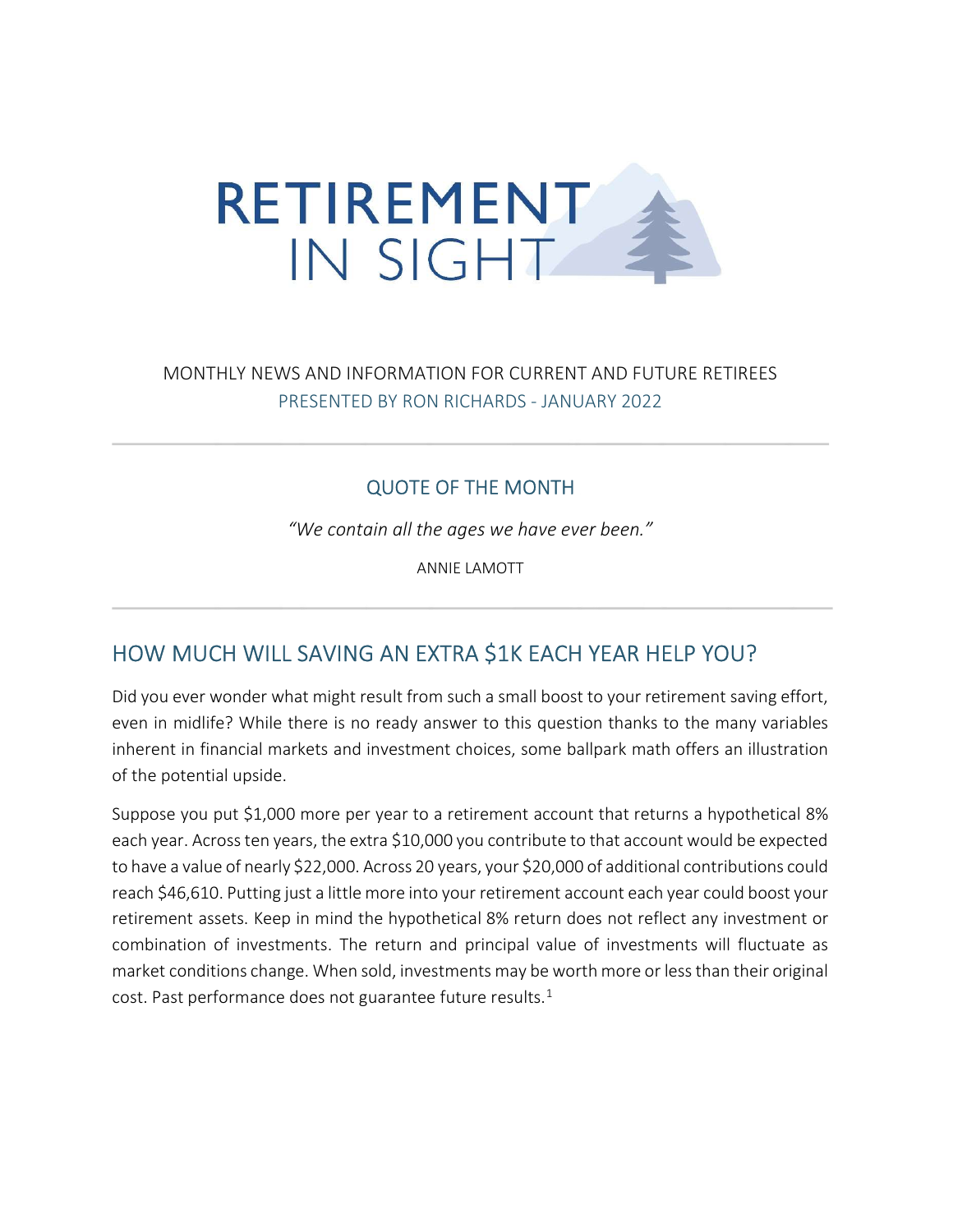# RETIREMENT IN SIGHT

MONTHLY NEWS AND INFORMATION FOR CURRENT AND FUTURE RETIREES

PRESENTED BY RON RICHARDS - JANUARY 2022

---

## QUOTE OF THE MONTH

*"We contain all the ages we have ever been."*

ANNIE LAMOTT

---

## HOW MUCH WILL SAVING AN EXTRA $1K EACH YEAR HELP YOU?

Did you ever wonder what might result from such a small boost to your retirement saving effort, even in midlife? While there is no ready answer to this question thanks to the many variables inherent in financial markets and investment choices, some ballpark math offers an illustration of the potential upside.

Suppose you put $1,000 more per year to a retirement account that returns a hypothetical 8% each year. Across ten years, the extra $10,000 you contribute to that account would be expected to have a value of nearly $22,000. Across 20 years, your $20,000 of additional contributions could reach $46,610. Putting just a little more into your retirement account each year could boost your retirement assets. Keep in mind the hypothetical 8% return does not reflect any investment or combination of investments. The return and principal value of investments will fluctuate as market conditions change. When sold, investments may be worth more or less than their original cost. Past performance does not guarantee future results.[1]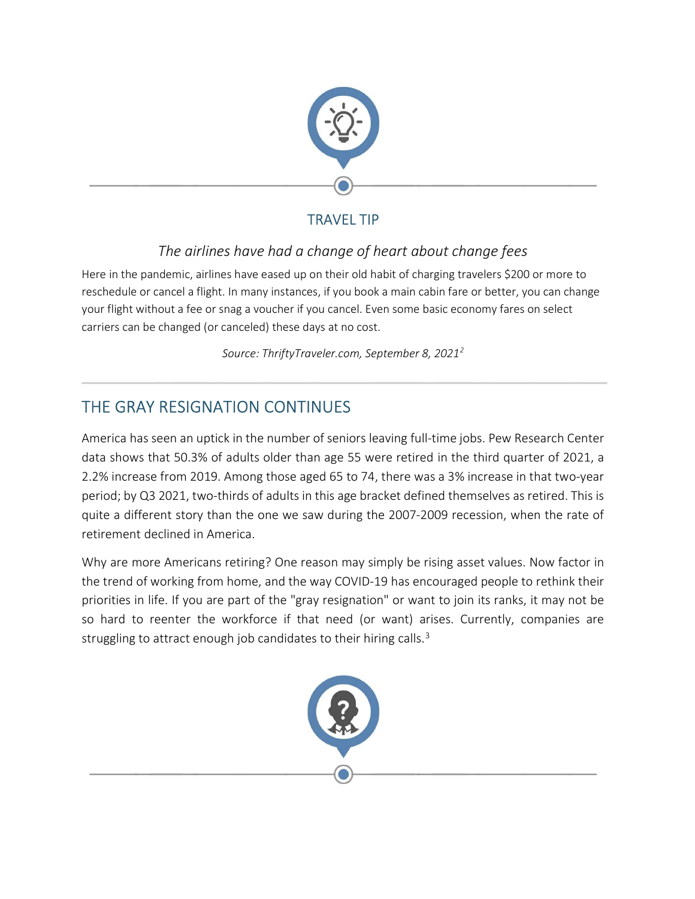## TRAVEL TIP

*The airlines have had a change of heart about change fees*

Here in the pandemic, airlines have eased up on their old habit of charging travelers $200 or more to reschedule or cancel a flight. In many instances, if you book a main cabin fare or better, you can change your flight without a fee or snag a voucher if you cancel. Even some basic economy fares on select carriers can be changed (or canceled) these days at no cost.

*Source: ThriftyTraveler.com, September 8, 2021*[2]

## THE GRAY RESIGNATION CONTINUES

America has seen an uptick in the number of seniors leaving full-time jobs. Pew Research Center data shows that 50.3% of adults older than age 55 were retired in the third quarter of 2021, a 2.2% increase from 2019. Among those aged 65 to 74, there was a 3% increase in that two-year period; by Q3 2021, two-thirds of adults in this age bracket defined themselves as retired. This is quite a different story than the one we saw during the 2007-2009 recession, when the rate of retirement declined in America.

Why are more Americans retiring? One reason may simply be rising asset values. Now factor in the trend of working from home, and the way COVID-19 has encouraged people to rethink their priorities in life. If you are part of the "gray resignation" or want to join its ranks, it may not be so hard to reenter the workforce if that need (or want) arises. Currently, companies are struggling to attract enough job candidates to their hiring calls.[3]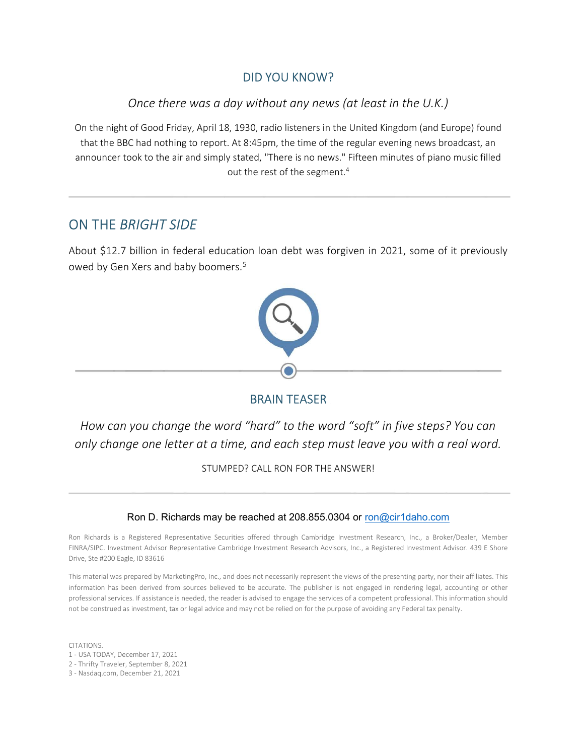## DID YOU KNOW?

*Once there was a day without any news (at least in the U.K.)*

On the night of Good Friday, April 18, 1930, radio listeners in the United Kingdom (and Europe) found that the BBC had nothing to report. At 8:45pm, the time of the regular evening news broadcast, an announcer took to the air and simply stated, "There is no news." Fifteen minutes of piano music filled out the rest of the segment.[4]

---

## ON THE *BRIGHT SIDE*

About $12.7 billion in federal education loan debt was forgiven in 2021, some of it previously owed by Gen Xers and baby boomers.[5]

## BRAIN TEASER

*How can you change the word "hard" to the word "soft" in five steps? You can only change one letter at a time, and each step must leave you with a real word.*

STUMPED? CALL RON FOR THE ANSWER!

---

Ron D. Richards may be reached at 208.855.0304 or ron@cir1daho.com

Ron Richards is a Registered Representative Securities offered through Cambridge Investment Research, Inc., a Broker/Dealer, Member FINRA/SIPC. Investment Advisor Representative Cambridge Investment Research Advisors, Inc., a Registered Investment Advisor. 439 E Shore Drive, Ste #200 Eagle, ID 83616

This material was prepared by MarketingPro, Inc., and does not necessarily represent the views of the presenting party, nor their affiliates. This information has been derived from sources believed to be accurate. The publisher is not engaged in rendering legal, accounting or other professional services. If assistance is needed, the reader is advised to engage the services of a competent professional. This information should not be construed as investment, tax or legal advice and may not be relied on for the purpose of avoiding any Federal tax penalty.

CITATIONS.
1 - USA TODAY, December 17, 2021
2 - Thrifty Traveler, September 8, 2021
3 - Nasdaq.com, December 21, 2021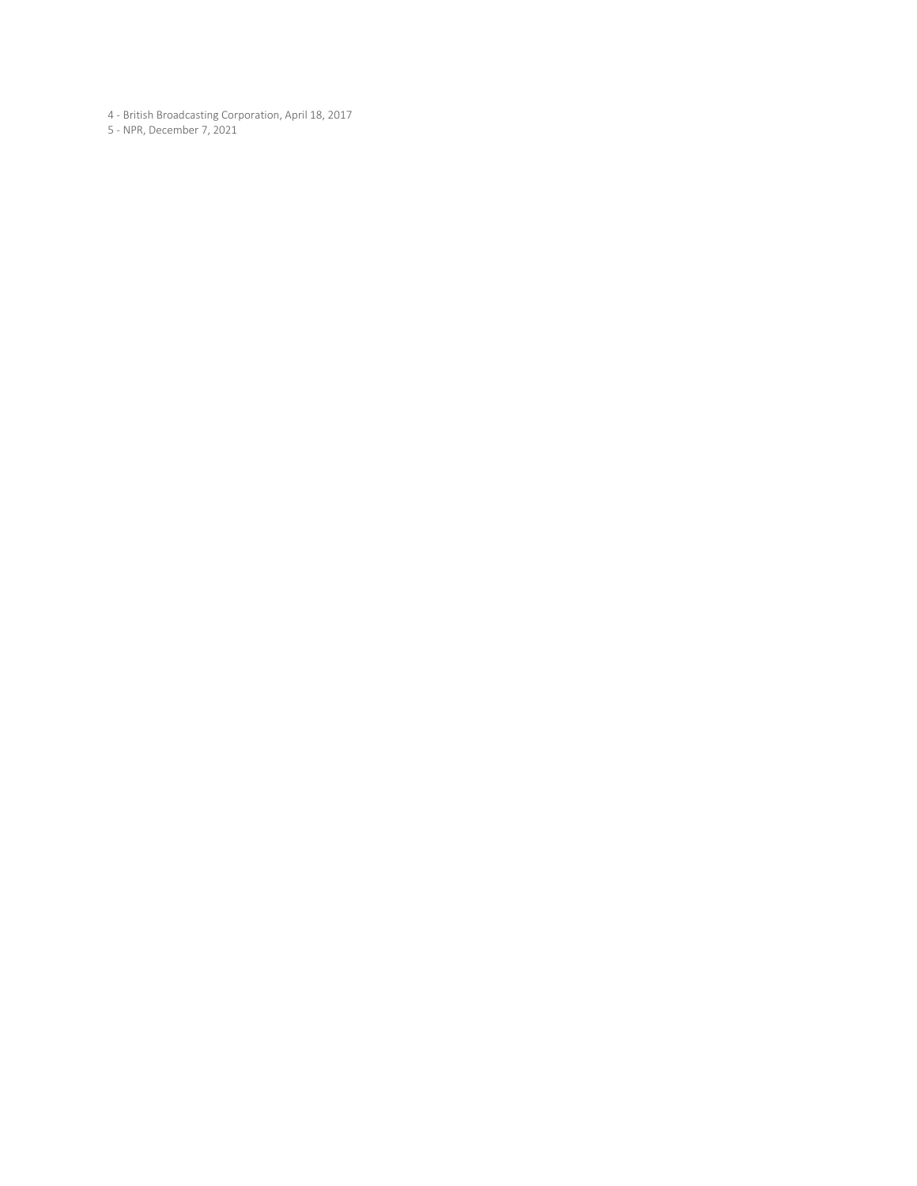4 - British Broadcasting Corporation, April 18, 2017

5 - NPR, December 7, 2021